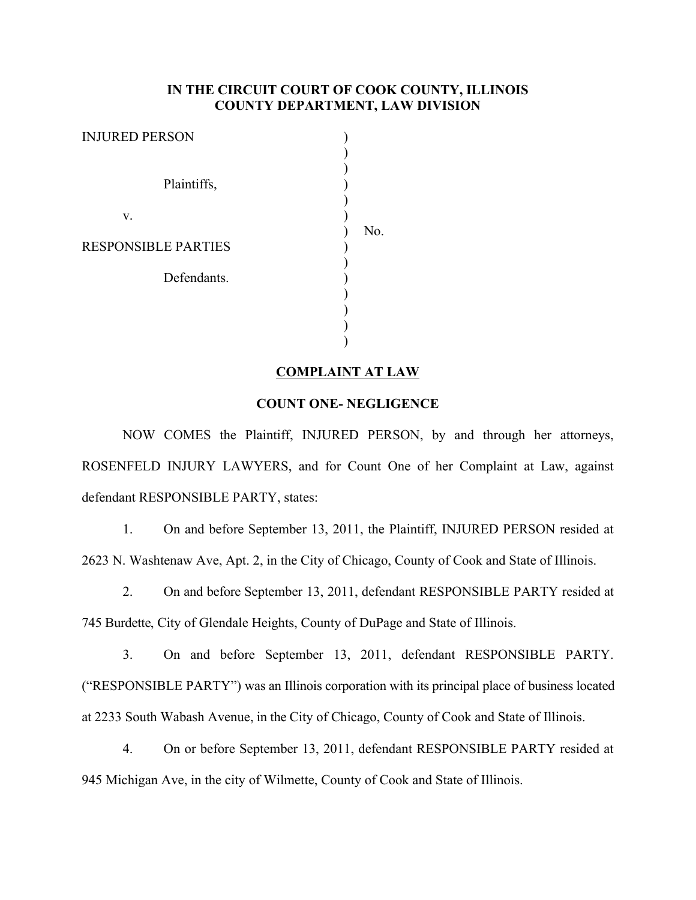**IN THE CIRCUIT COURT OF COOK COUNTY, ILLINOIS**
**COUNTY DEPARTMENT, LAW DIVISION**

INJURED PERSON )
)
)
Plaintiffs, )
)
v. )
) No.
RESPONSIBLE PARTIES )
)
Defendants. )
)
)
)
)

**COMPLAINT AT LAW**

**COUNT ONE- NEGLIGENCE**

NOW COMES the Plaintiff, INJURED PERSON, by and through her attorneys, ROSENFELD INJURY LAWYERS, and for Count One of her Complaint at Law, against defendant RESPONSIBLE PARTY, states:

1. On and before September 13, 2011, the Plaintiff, INJURED PERSON resided at 2623 N. Washtenaw Ave, Apt. 2, in the City of Chicago, County of Cook and State of Illinois.

2. On and before September 13, 2011, defendant RESPONSIBLE PARTY resided at 745 Burdette, City of Glendale Heights, County of DuPage and State of Illinois.

3. On and before September 13, 2011, defendant RESPONSIBLE PARTY. ("RESPONSIBLE PARTY") was an Illinois corporation with its principal place of business located at 2233 South Wabash Avenue, in the City of Chicago, County of Cook and State of Illinois.

4. On or before September 13, 2011, defendant RESPONSIBLE PARTY resided at 945 Michigan Ave, in the city of Wilmette, County of Cook and State of Illinois.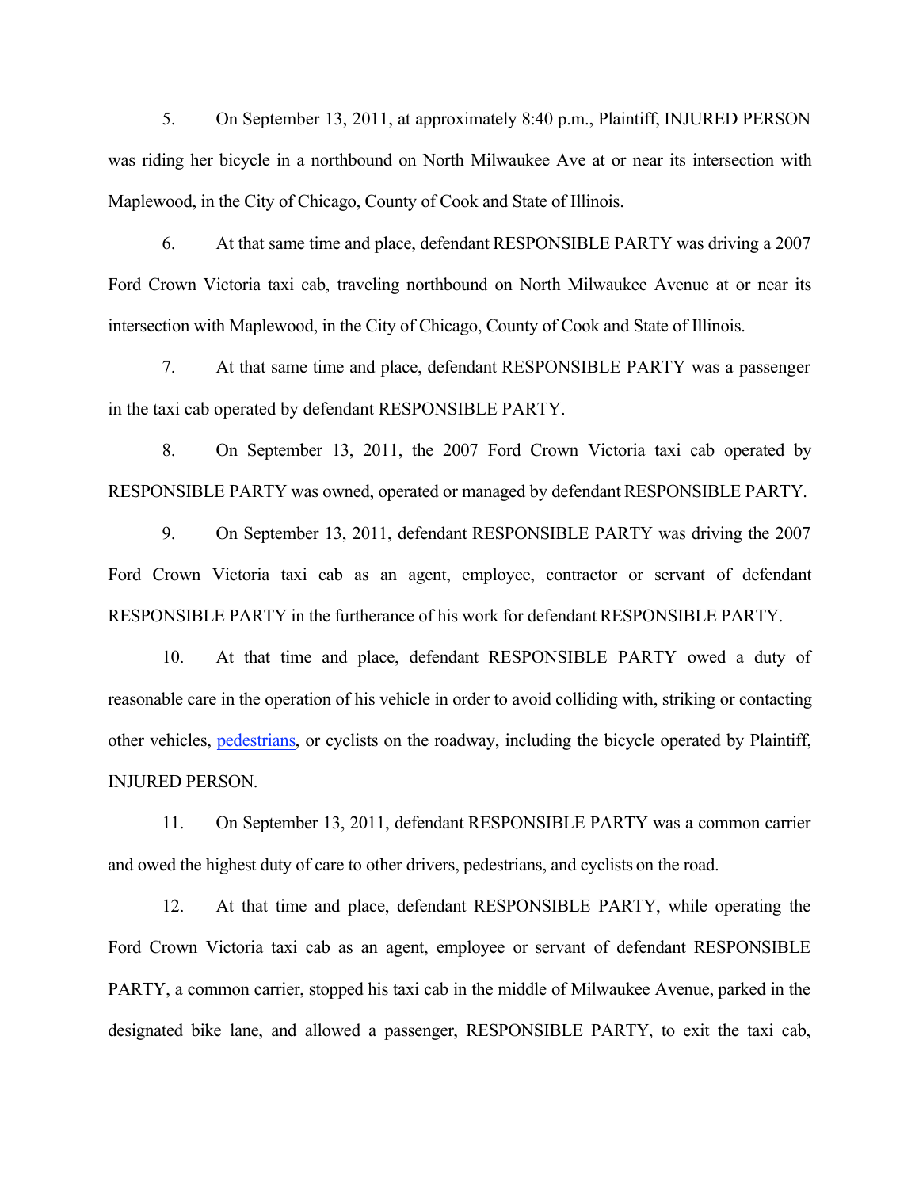5. On September 13, 2011, at approximately 8:40 p.m., Plaintiff, INJURED PERSON was riding her bicycle in a northbound on North Milwaukee Ave at or near its intersection with Maplewood, in the City of Chicago, County of Cook and State of Illinois.

6. At that same time and place, defendant RESPONSIBLE PARTY was driving a 2007 Ford Crown Victoria taxi cab, traveling northbound on North Milwaukee Avenue at or near its intersection with Maplewood, in the City of Chicago, County of Cook and State of Illinois.

7. At that same time and place, defendant RESPONSIBLE PARTY was a passenger in the taxi cab operated by defendant RESPONSIBLE PARTY.

8. On September 13, 2011, the 2007 Ford Crown Victoria taxi cab operated by RESPONSIBLE PARTY was owned, operated or managed by defendant RESPONSIBLE PARTY.

9. On September 13, 2011, defendant RESPONSIBLE PARTY was driving the 2007 Ford Crown Victoria taxi cab as an agent, employee, contractor or servant of defendant RESPONSIBLE PARTY in the furtherance of his work for defendant RESPONSIBLE PARTY.

10. At that time and place, defendant RESPONSIBLE PARTY owed a duty of reasonable care in the operation of his vehicle in order to avoid colliding with, striking or contacting other vehicles, pedestrians, or cyclists on the roadway, including the bicycle operated by Plaintiff, INJURED PERSON.

11. On September 13, 2011, defendant RESPONSIBLE PARTY was a common carrier and owed the highest duty of care to other drivers, pedestrians, and cyclists on the road.

12. At that time and place, defendant RESPONSIBLE PARTY, while operating the Ford Crown Victoria taxi cab as an agent, employee or servant of defendant RESPONSIBLE PARTY, a common carrier, stopped his taxi cab in the middle of Milwaukee Avenue, parked in the designated bike lane, and allowed a passenger, RESPONSIBLE PARTY, to exit the taxi cab,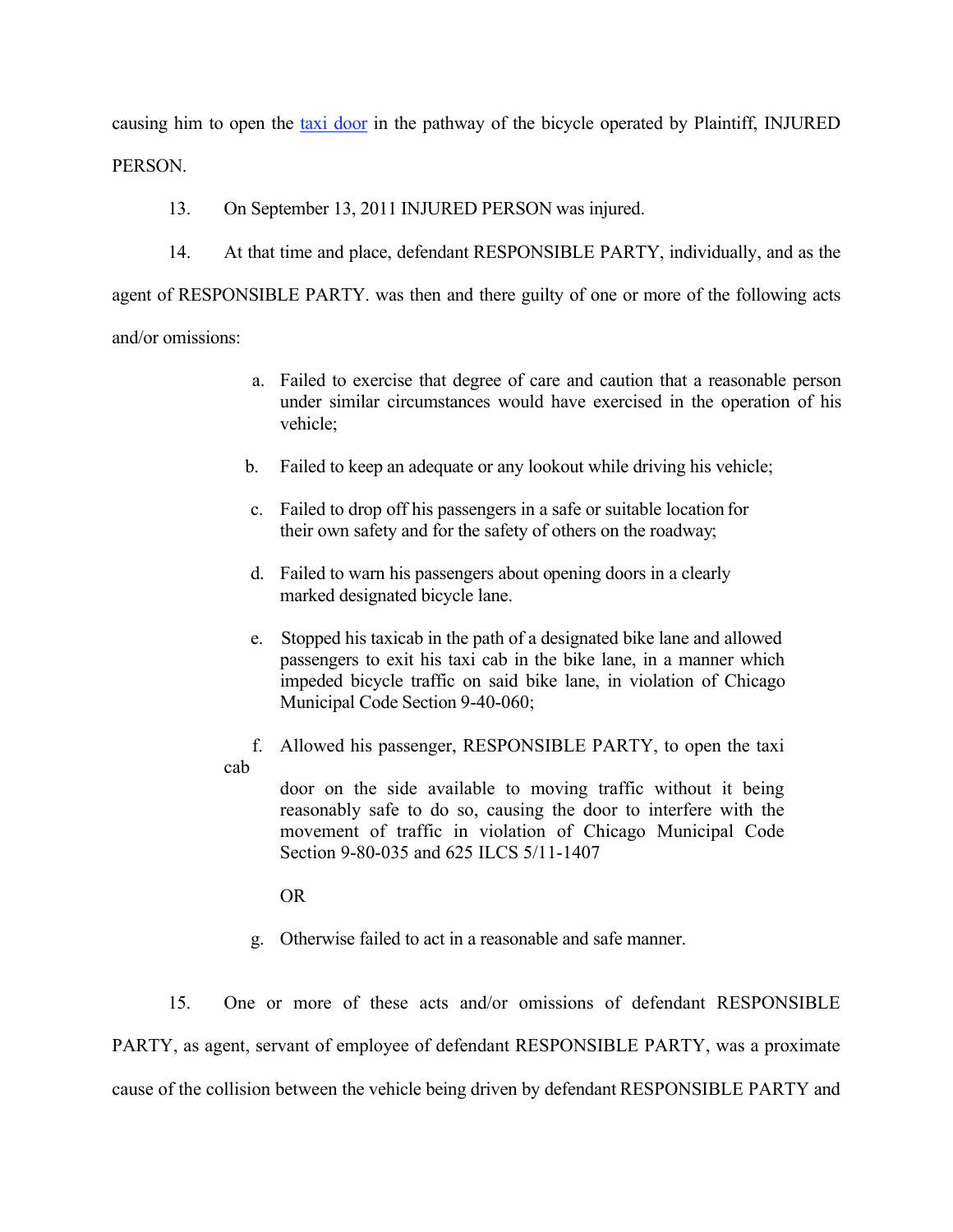causing him to open the taxi door in the pathway of the bicycle operated by Plaintiff, INJURED PERSON.

13. On September 13, 2011 INJURED PERSON was injured.

14. At that time and place, defendant RESPONSIBLE PARTY, individually, and as the agent of RESPONSIBLE PARTY. was then and there guilty of one or more of the following acts and/or omissions:

a. Failed to exercise that degree of care and caution that a reasonable person under similar circumstances would have exercised in the operation of his vehicle;

b. Failed to keep an adequate or any lookout while driving his vehicle;

c. Failed to drop off his passengers in a safe or suitable location for their own safety and for the safety of others on the roadway;

d. Failed to warn his passengers about opening doors in a clearly marked designated bicycle lane.

e. Stopped his taxicab in the path of a designated bike lane and allowed passengers to exit his taxi cab in the bike lane, in a manner which impeded bicycle traffic on said bike lane, in violation of Chicago Municipal Code Section 9-40-060;

f. Allowed his passenger, RESPONSIBLE PARTY, to open the taxi cab door on the side available to moving traffic without it being reasonably safe to do so, causing the door to interfere with the movement of traffic in violation of Chicago Municipal Code Section 9-80-035 and 625 ILCS 5/11-1407

OR

g. Otherwise failed to act in a reasonable and safe manner.

15. One or more of these acts and/or omissions of defendant RESPONSIBLE PARTY, as agent, servant of employee of defendant RESPONSIBLE PARTY, was a proximate cause of the collision between the vehicle being driven by defendant RESPONSIBLE PARTY and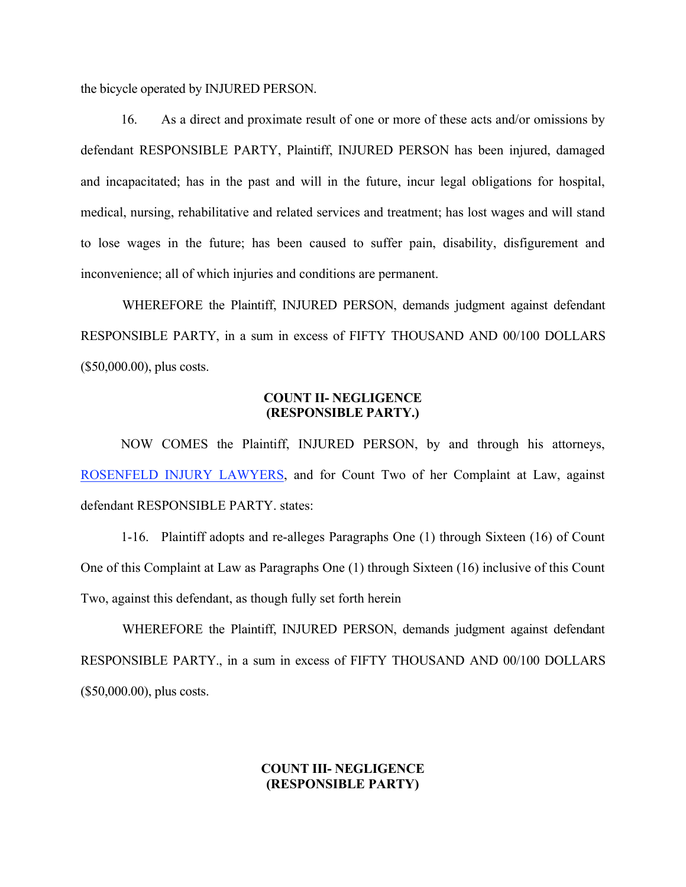the bicycle operated by INJURED PERSON.

16. As a direct and proximate result of one or more of these acts and/or omissions by defendant RESPONSIBLE PARTY, Plaintiff, INJURED PERSON has been injured, damaged and incapacitated; has in the past and will in the future, incur legal obligations for hospital, medical, nursing, rehabilitative and related services and treatment; has lost wages and will stand to lose wages in the future; has been caused to suffer pain, disability, disfigurement and inconvenience; all of which injuries and conditions are permanent.

WHEREFORE the Plaintiff, INJURED PERSON, demands judgment against defendant RESPONSIBLE PARTY, in a sum in excess of FIFTY THOUSAND AND 00/100 DOLLARS ($50,000.00), plus costs.

**COUNT II- NEGLIGENCE**
**(RESPONSIBLE PARTY.)**

NOW COMES the Plaintiff, INJURED PERSON, by and through his attorneys, ROSENFELD INJURY LAWYERS, and for Count Two of her Complaint at Law, against defendant RESPONSIBLE PARTY. states:

1-16. Plaintiff adopts and re-alleges Paragraphs One (1) through Sixteen (16) of Count One of this Complaint at Law as Paragraphs One (1) through Sixteen (16) inclusive of this Count Two, against this defendant, as though fully set forth herein

WHEREFORE the Plaintiff, INJURED PERSON, demands judgment against defendant RESPONSIBLE PARTY., in a sum in excess of FIFTY THOUSAND AND 00/100 DOLLARS ($50,000.00), plus costs.

**COUNT III- NEGLIGENCE**
**(RESPONSIBLE PARTY)**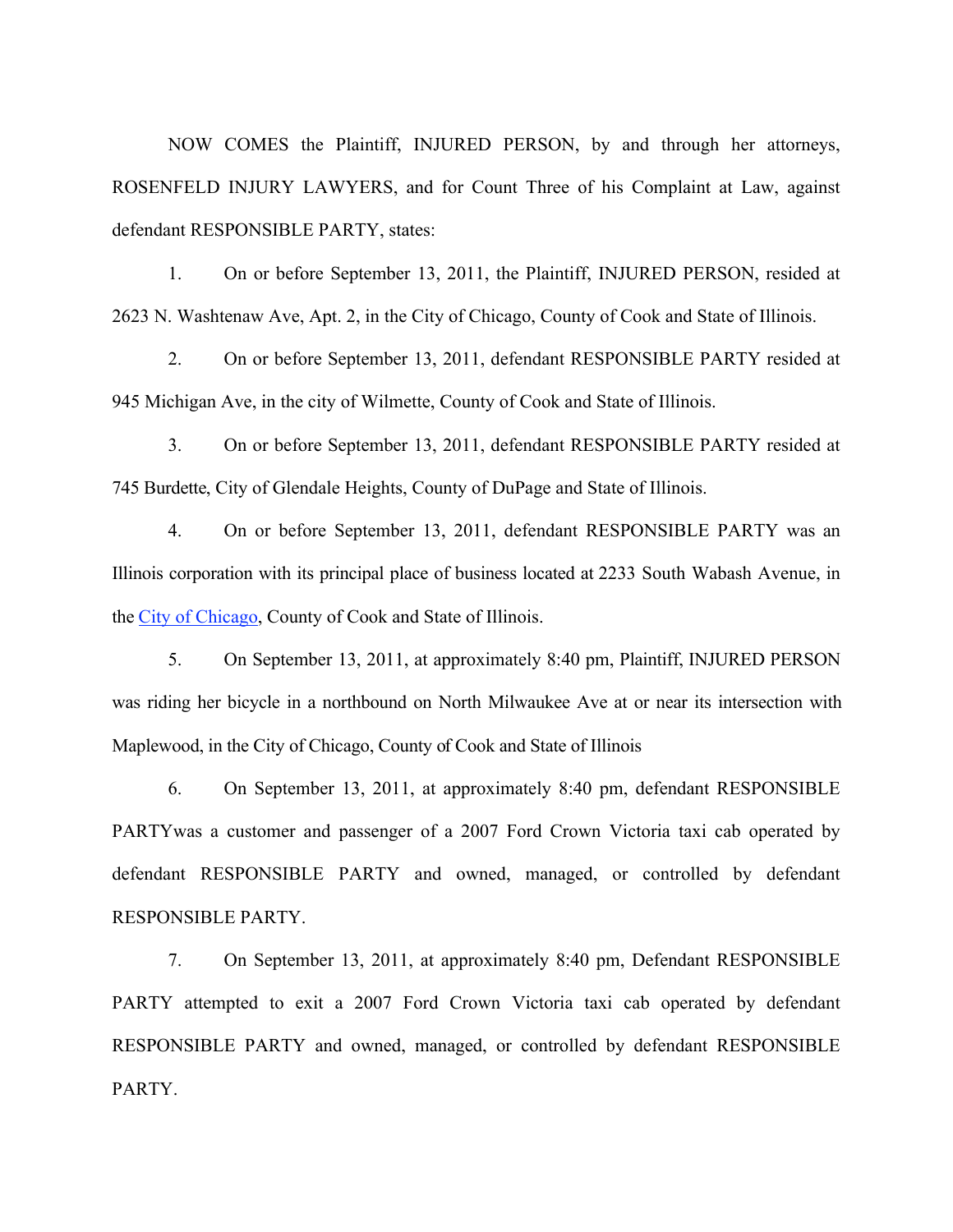NOW COMES the Plaintiff, INJURED PERSON, by and through her attorneys, ROSENFELD INJURY LAWYERS, and for Count Three of his Complaint at Law, against defendant RESPONSIBLE PARTY, states:

1. On or before September 13, 2011, the Plaintiff, INJURED PERSON, resided at 2623 N. Washtenaw Ave, Apt. 2, in the City of Chicago, County of Cook and State of Illinois.

2. On or before September 13, 2011, defendant RESPONSIBLE PARTY resided at 945 Michigan Ave, in the city of Wilmette, County of Cook and State of Illinois.

3. On or before September 13, 2011, defendant RESPONSIBLE PARTY resided at 745 Burdette, City of Glendale Heights, County of DuPage and State of Illinois.

4. On or before September 13, 2011, defendant RESPONSIBLE PARTY was an Illinois corporation with its principal place of business located at 2233 South Wabash Avenue, in the City of Chicago, County of Cook and State of Illinois.

5. On September 13, 2011, at approximately 8:40 pm, Plaintiff, INJURED PERSON was riding her bicycle in a northbound on North Milwaukee Ave at or near its intersection with Maplewood, in the City of Chicago, County of Cook and State of Illinois

6. On September 13, 2011, at approximately 8:40 pm, defendant RESPONSIBLE PARTYwas a customer and passenger of a 2007 Ford Crown Victoria taxi cab operated by defendant RESPONSIBLE PARTY and owned, managed, or controlled by defendant RESPONSIBLE PARTY.

7. On September 13, 2011, at approximately 8:40 pm, Defendant RESPONSIBLE PARTY attempted to exit a 2007 Ford Crown Victoria taxi cab operated by defendant RESPONSIBLE PARTY and owned, managed, or controlled by defendant RESPONSIBLE PARTY.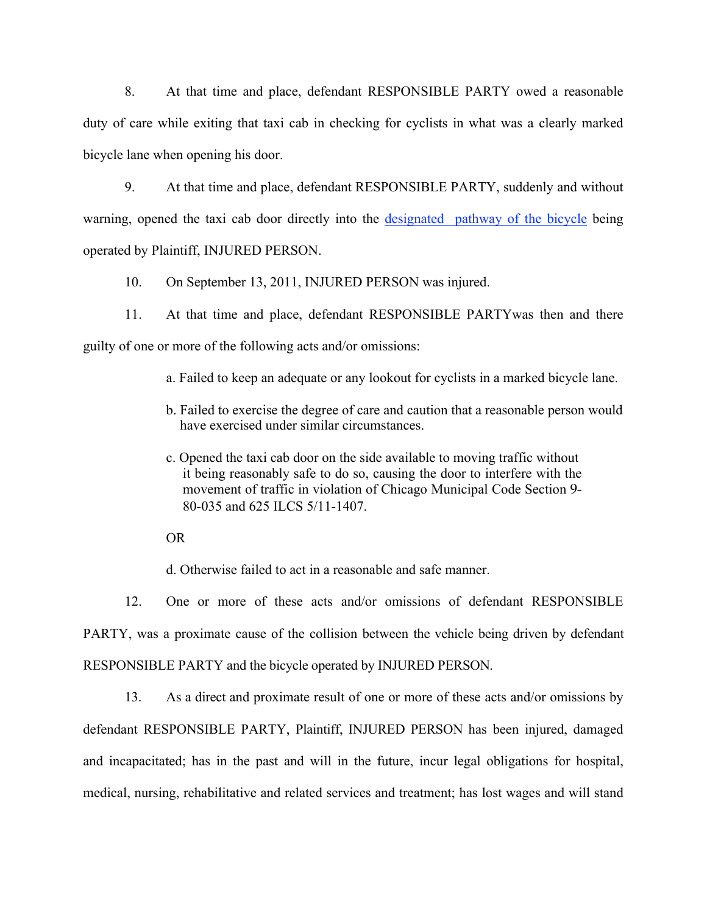8. At that time and place, defendant RESPONSIBLE PARTY owed a reasonable duty of care while exiting that taxi cab in checking for cyclists in what was a clearly marked bicycle lane when opening his door.

9. At that time and place, defendant RESPONSIBLE PARTY, suddenly and without warning, opened the taxi cab door directly into the designated pathway of the bicycle being operated by Plaintiff, INJURED PERSON.

10. On September 13, 2011, INJURED PERSON was injured.

11. At that time and place, defendant RESPONSIBLE PARTYwas then and there guilty of one or more of the following acts and/or omissions:

a. Failed to keep an adequate or any lookout for cyclists in a marked bicycle lane.

b. Failed to exercise the degree of care and caution that a reasonable person would have exercised under similar circumstances.

c. Opened the taxi cab door on the side available to moving traffic without it being reasonably safe to do so, causing the door to interfere with the movement of traffic in violation of Chicago Municipal Code Section 9-80-035 and 625 ILCS 5/11-1407.

OR

d. Otherwise failed to act in a reasonable and safe manner.

12. One or more of these acts and/or omissions of defendant RESPONSIBLE PARTY, was a proximate cause of the collision between the vehicle being driven by defendant RESPONSIBLE PARTY and the bicycle operated by INJURED PERSON.

13. As a direct and proximate result of one or more of these acts and/or omissions by defendant RESPONSIBLE PARTY, Plaintiff, INJURED PERSON has been injured, damaged and incapacitated; has in the past and will in the future, incur legal obligations for hospital, medical, nursing, rehabilitative and related services and treatment; has lost wages and will stand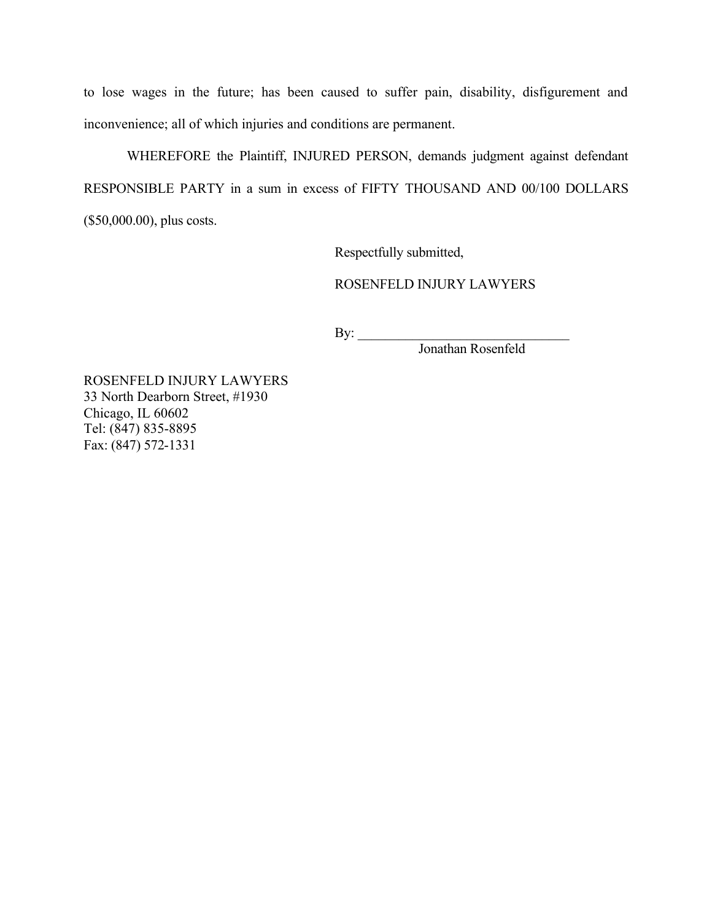to lose wages in the future; has been caused to suffer pain, disability, disfigurement and inconvenience; all of which injuries and conditions are permanent.

WHEREFORE the Plaintiff, INJURED PERSON, demands judgment against defendant RESPONSIBLE PARTY in a sum in excess of FIFTY THOUSAND AND 00/100 DOLLARS ($50,000.00), plus costs.

Respectfully submitted,

ROSENFELD INJURY LAWYERS

By: ______________________________
Jonathan Rosenfeld

ROSENFELD INJURY LAWYERS
33 North Dearborn Street, #1930
Chicago, IL 60602
Tel: (847) 835-8895
Fax: (847) 572-1331